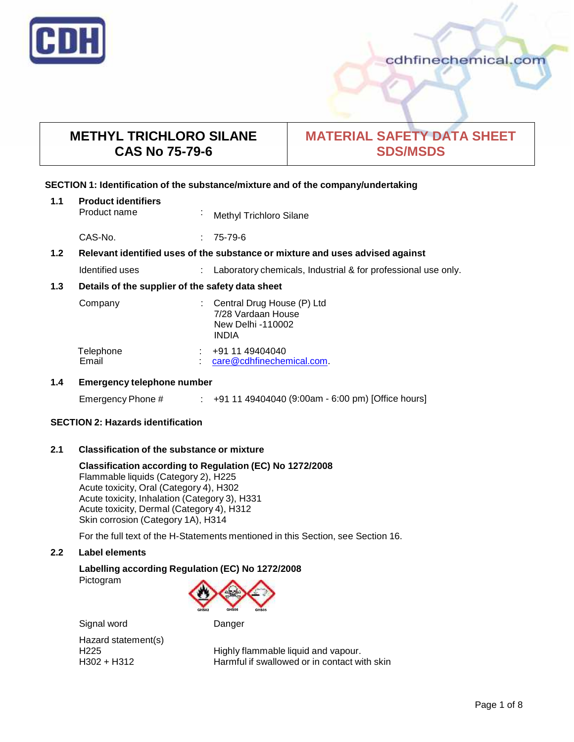cdhfinechemical.com

| METHYL TRICHLORO SILANE CAS No 75-79-6 | MATERIAL SAFETY DATA SHEET SDS/MSDS |
|---|---|

## SECTION 1: Identification of the substance/mixture and of the company/undertaking

### 1.1 Product identifiers

Product name : Methyl Trichloro Silane

CAS-No. : 75-79-6

### 1.2 Relevant identified uses of the substance or mixture and uses advised against

Identified uses : Laboratory chemicals, Industrial & for professional use only.

### 1.3 Details of the supplier of the safety data sheet

Company : Central Drug House (P) Ltd
7/28 Vardaan House
New Delhi -110002
INDIA

Telephone : +91 11 49404040
Email : care@cdhfinechemical.com.

### 1.4 Emergency telephone number

Emergency Phone # : +91 11 49404040 (9:00am - 6:00 pm) [Office hours]

## SECTION 2: Hazards identification

### 2.1 Classification of the substance or mixture

**Classification according to Regulation (EC) No 1272/2008**
Flammable liquids (Category 2), H225
Acute toxicity, Oral (Category 4), H302
Acute toxicity, Inhalation (Category 3), H331
Acute toxicity, Dermal (Category 4), H312
Skin corrosion (Category 1A), H314

For the full text of the H-Statements mentioned in this Section, see Section 16.

### 2.2 Label elements

**Labelling according Regulation (EC) No 1272/2008**
Pictogram

GHS02 GHS06 GHS05

Signal word: Danger

Hazard statement(s)

H225 Highly flammable liquid and vapour.
H302 + H312 Harmful if swallowed or in contact with skin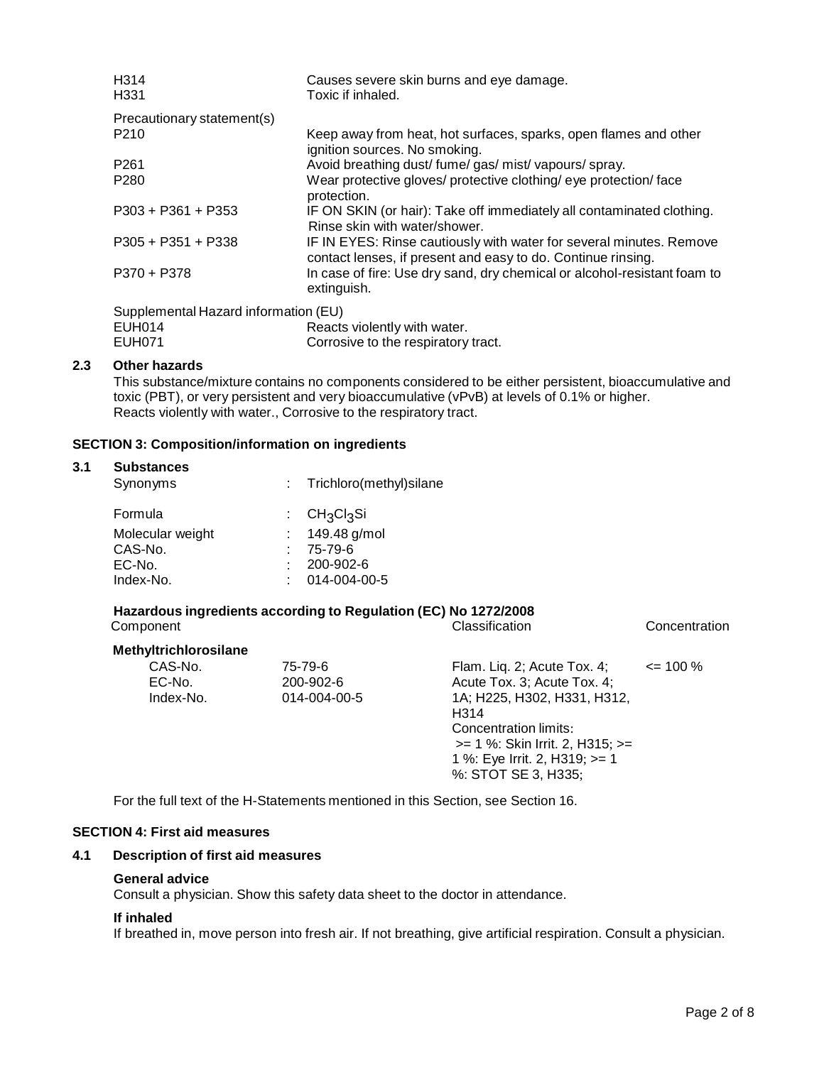| | |
|---|---|
| H314 | Causes severe skin burns and eye damage. |
| H331 | Toxic if inhaled. |

Precautionary statement(s)

| | |
|---|---|
| P210 | Keep away from heat, hot surfaces, sparks, open flames and other ignition sources. No smoking. |
| P261 | Avoid breathing dust/ fume/ gas/ mist/ vapours/ spray. |
| P280 | Wear protective gloves/ protective clothing/ eye protection/ face protection. |
| P303 + P361 + P353 | IF ON SKIN (or hair): Take off immediately all contaminated clothing. Rinse skin with water/shower. |
| P305 + P351 + P338 | IF IN EYES: Rinse cautiously with water for several minutes. Remove contact lenses, if present and easy to do. Continue rinsing. |
| P370 + P378 | In case of fire: Use dry sand, dry chemical or alcohol-resistant foam to extinguish. |

Supplemental Hazard information (EU)

| | |
|---|---|
| EUH014 | Reacts violently with water. |
| EUH071 | Corrosive to the respiratory tract. |

### 2.3 Other hazards

This substance/mixture contains no components considered to be either persistent, bioaccumulative and toxic (PBT), or very persistent and very bioaccumulative (vPvB) at levels of 0.1% or higher.
Reacts violently with water., Corrosive to the respiratory tract.

## SECTION 3: Composition/information on ingredients

### 3.1 Substances

| | | |
|---|---|---|
| Synonyms | : | Trichloro(methyl)silane |
| Formula | : | $CH_3Cl_3Si$ |
| Molecular weight | : | 149.48 g/mol |
| CAS-No. | : | 75-79-6 |
| EC-No. | : | 200-902-6 |
| Index-No. | : | 014-004-00-5 |

**Hazardous ingredients according to Regulation (EC) No 1272/2008**

| Component | | Classification | Concentration |
|---|---|---|---|
| **Methyltrichlorosilane** | | | |
| CAS-No. | 75-79-6 | Flam. Liq. 2; Acute Tox. 4; Acute Tox. 3; Acute Tox. 4; 1A; H225, H302, H331, H312, H314<br>Concentration limits:<br>>= 1 %: Skin Irrit. 2, H315; >= 1 %: Eye Irrit. 2, H319; >= 1 %: STOT SE 3, H335; | <= 100 % |
| EC-No. | 200-902-6 | | |
| Index-No. | 014-004-00-5 | | |

For the full text of the H-Statements mentioned in this Section, see Section 16.

## SECTION 4: First aid measures

### 4.1 Description of first aid measures

**General advice**
Consult a physician. Show this safety data sheet to the doctor in attendance.

**If inhaled**
If breathed in, move person into fresh air. If not breathing, give artificial respiration. Consult a physician.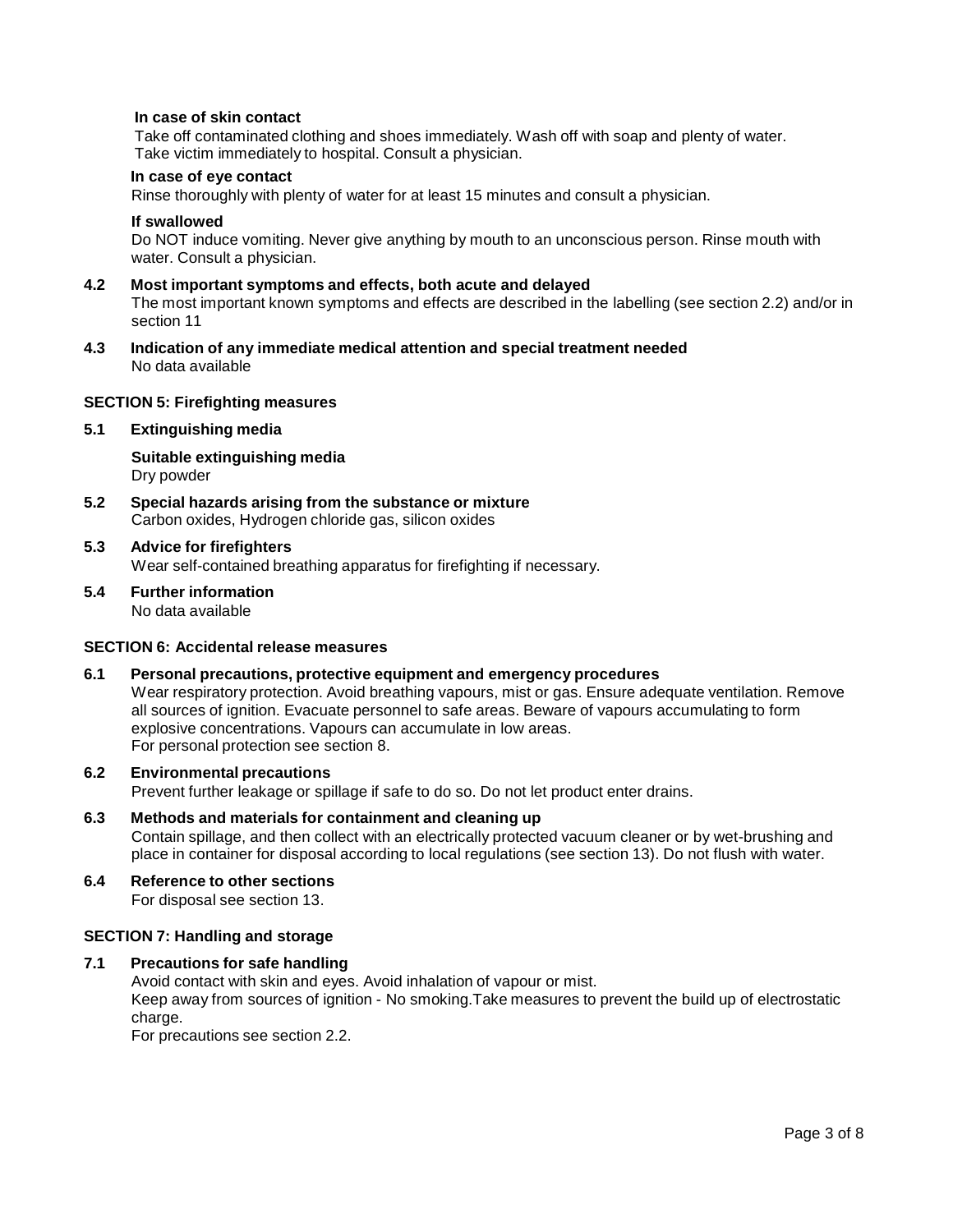**In case of skin contact**

Take off contaminated clothing and shoes immediately. Wash off with soap and plenty of water. Take victim immediately to hospital. Consult a physician.

**In case of eye contact**

Rinse thoroughly with plenty of water for at least 15 minutes and consult a physician.

**If swallowed**

Do NOT induce vomiting. Never give anything by mouth to an unconscious person. Rinse mouth with water. Consult a physician.

**4.2 Most important symptoms and effects, both acute and delayed**

The most important known symptoms and effects are described in the labelling (see section 2.2) and/or in section 11

**4.3 Indication of any immediate medical attention and special treatment needed**

No data available

## SECTION 5: Firefighting measures

**5.1 Extinguishing media**

**Suitable extinguishing media**

Dry powder

**5.2 Special hazards arising from the substance or mixture**

Carbon oxides, Hydrogen chloride gas, silicon oxides

**5.3 Advice for firefighters**

Wear self-contained breathing apparatus for firefighting if necessary.

**5.4 Further information**

No data available

## SECTION 6: Accidental release measures

**6.1 Personal precautions, protective equipment and emergency procedures**

Wear respiratory protection. Avoid breathing vapours, mist or gas. Ensure adequate ventilation. Remove all sources of ignition. Evacuate personnel to safe areas. Beware of vapours accumulating to form explosive concentrations. Vapours can accumulate in low areas.
For personal protection see section 8.

**6.2 Environmental precautions**

Prevent further leakage or spillage if safe to do so. Do not let product enter drains.

**6.3 Methods and materials for containment and cleaning up**

Contain spillage, and then collect with an electrically protected vacuum cleaner or by wet-brushing and place in container for disposal according to local regulations (see section 13). Do not flush with water.

**6.4 Reference to other sections**

For disposal see section 13.

## SECTION 7: Handling and storage

**7.1 Precautions for safe handling**

Avoid contact with skin and eyes. Avoid inhalation of vapour or mist.
Keep away from sources of ignition - No smoking.Take measures to prevent the build up of electrostatic charge.
For precautions see section 2.2.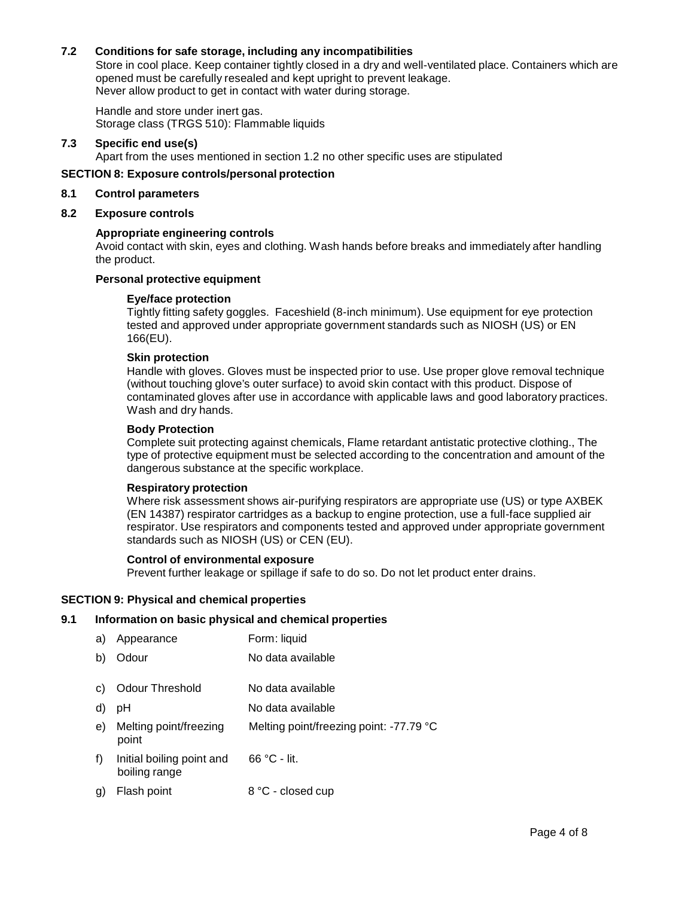### 7.2 Conditions for safe storage, including any incompatibilities

Store in cool place. Keep container tightly closed in a dry and well-ventilated place. Containers which are opened must be carefully resealed and kept upright to prevent leakage.
Never allow product to get in contact with water during storage.

Handle and store under inert gas.
Storage class (TRGS 510): Flammable liquids

### 7.3 Specific end use(s)

Apart from the uses mentioned in section 1.2 no other specific uses are stipulated

## SECTION 8: Exposure controls/personal protection

### 8.1 Control parameters

### 8.2 Exposure controls

**Appropriate engineering controls**

Avoid contact with skin, eyes and clothing. Wash hands before breaks and immediately after handling the product.

**Personal protective equipment**

**Eye/face protection**

Tightly fitting safety goggles. Faceshield (8-inch minimum). Use equipment for eye protection tested and approved under appropriate government standards such as NIOSH (US) or EN 166(EU).

**Skin protection**

Handle with gloves. Gloves must be inspected prior to use. Use proper glove removal technique (without touching glove's outer surface) to avoid skin contact with this product. Dispose of contaminated gloves after use in accordance with applicable laws and good laboratory practices. Wash and dry hands.

**Body Protection**

Complete suit protecting against chemicals, Flame retardant antistatic protective clothing., The type of protective equipment must be selected according to the concentration and amount of the dangerous substance at the specific workplace.

**Respiratory protection**

Where risk assessment shows air-purifying respirators are appropriate use (US) or type AXBEK (EN 14387) respirator cartridges as a backup to engine protection, use a full-face supplied air respirator. Use respirators and components tested and approved under appropriate government standards such as NIOSH (US) or CEN (EU).

**Control of environmental exposure**

Prevent further leakage or spillage if safe to do so. Do not let product enter drains.

## SECTION 9: Physical and chemical properties

### 9.1 Information on basic physical and chemical properties

| | | |
|---|---|---|
| a) | Appearance | Form: liquid |
| b) | Odour | No data available |
| c) | Odour Threshold | No data available |
| d) | pH | No data available |
| e) | Melting point/freezing point | Melting point/freezing point: -77.79 °C |
| f) | Initial boiling point and boiling range | 66 °C - lit. |
| g) | Flash point | 8 °C - closed cup |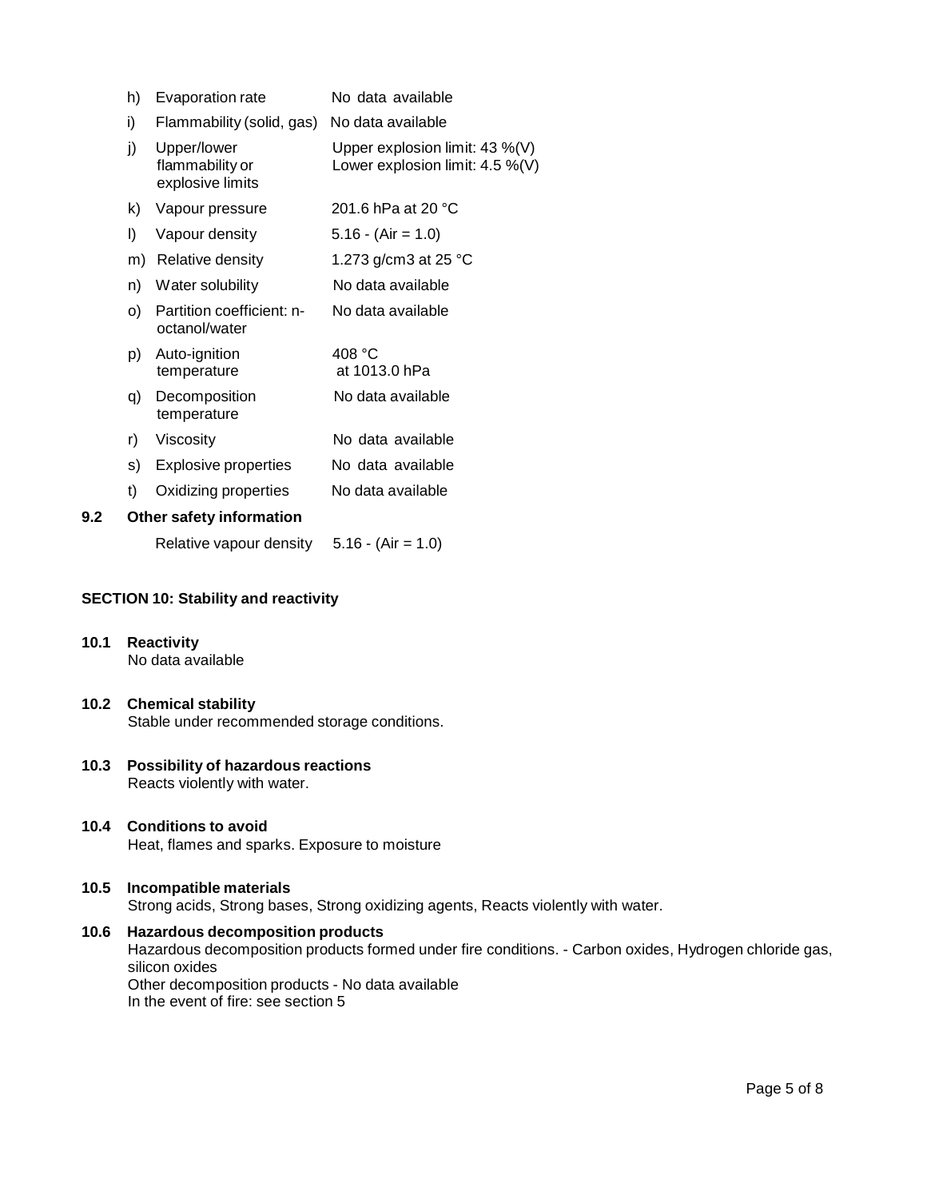| | | |
|---|---|---|
| h) | Evaporation rate | No data available |
| i) | Flammability (solid, gas) | No data available |
| j) | Upper/lower flammability or explosive limits | Upper explosion limit: 43 %(V)<br>Lower explosion limit: 4.5 %(V) |
| k) | Vapour pressure | 201.6 hPa at 20 °C |
| l) | Vapour density | 5.16 - (Air = 1.0) |
| m) | Relative density | 1.273 g/cm3 at 25 °C |
| n) | Water solubility | No data available |
| o) | Partition coefficient: n-octanol/water | No data available |
| p) | Auto-ignition temperature | 408 °C<br>at 1013.0 hPa |
| q) | Decomposition temperature | No data available |
| r) | Viscosity | No data available |
| s) | Explosive properties | No data available |
| t) | Oxidizing properties | No data available |

**9.2 Other safety information**

Relative vapour density 5.16 - (Air = 1.0)

## SECTION 10: Stability and reactivity

**10.1 Reactivity**

No data available

**10.2 Chemical stability**

Stable under recommended storage conditions.

**10.3 Possibility of hazardous reactions**

Reacts violently with water.

**10.4 Conditions to avoid**

Heat, flames and sparks. Exposure to moisture

**10.5 Incompatible materials**

Strong acids, Strong bases, Strong oxidizing agents, Reacts violently with water.

**10.6 Hazardous decomposition products**

Hazardous decomposition products formed under fire conditions. - Carbon oxides, Hydrogen chloride gas, silicon oxides

Other decomposition products - No data available

In the event of fire: see section 5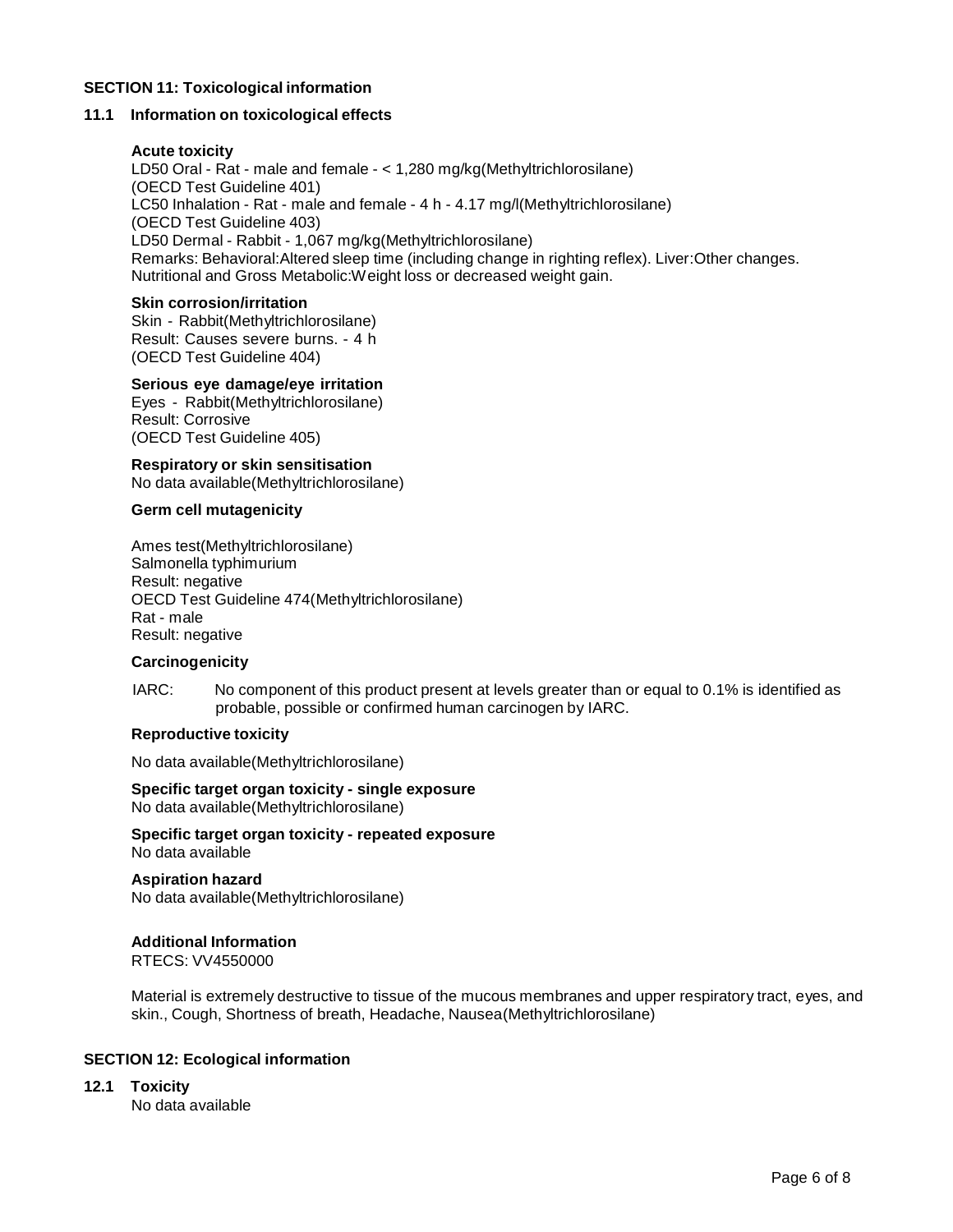## SECTION 11: Toxicological information

### 11.1 Information on toxicological effects

**Acute toxicity**

LD50 Oral - Rat - male and female - < 1,280 mg/kg(Methyltrichlorosilane)
(OECD Test Guideline 401)
LC50 Inhalation - Rat - male and female - 4 h - 4.17 mg/l(Methyltrichlorosilane)
(OECD Test Guideline 403)
LD50 Dermal - Rabbit - 1,067 mg/kg(Methyltrichlorosilane)
Remarks: Behavioral:Altered sleep time (including change in righting reflex). Liver:Other changes.
Nutritional and Gross Metabolic:Weight loss or decreased weight gain.

**Skin corrosion/irritation**

Skin - Rabbit(Methyltrichlorosilane)
Result: Causes severe burns. - 4 h
(OECD Test Guideline 404)

**Serious eye damage/eye irritation**

Eyes - Rabbit(Methyltrichlorosilane)
Result: Corrosive
(OECD Test Guideline 405)

**Respiratory or skin sensitisation**

No data available(Methyltrichlorosilane)

**Germ cell mutagenicity**

Ames test(Methyltrichlorosilane)
Salmonella typhimurium
Result: negative
OECD Test Guideline 474(Methyltrichlorosilane)
Rat - male
Result: negative

**Carcinogenicity**

IARC: No component of this product present at levels greater than or equal to 0.1% is identified as probable, possible or confirmed human carcinogen by IARC.

**Reproductive toxicity**

No data available(Methyltrichlorosilane)

**Specific target organ toxicity - single exposure**

No data available(Methyltrichlorosilane)

**Specific target organ toxicity - repeated exposure**

No data available

**Aspiration hazard**

No data available(Methyltrichlorosilane)

**Additional Information**

RTECS: VV4550000

Material is extremely destructive to tissue of the mucous membranes and upper respiratory tract, eyes, and skin., Cough, Shortness of breath, Headache, Nausea(Methyltrichlorosilane)

## SECTION 12: Ecological information

### 12.1 Toxicity

No data available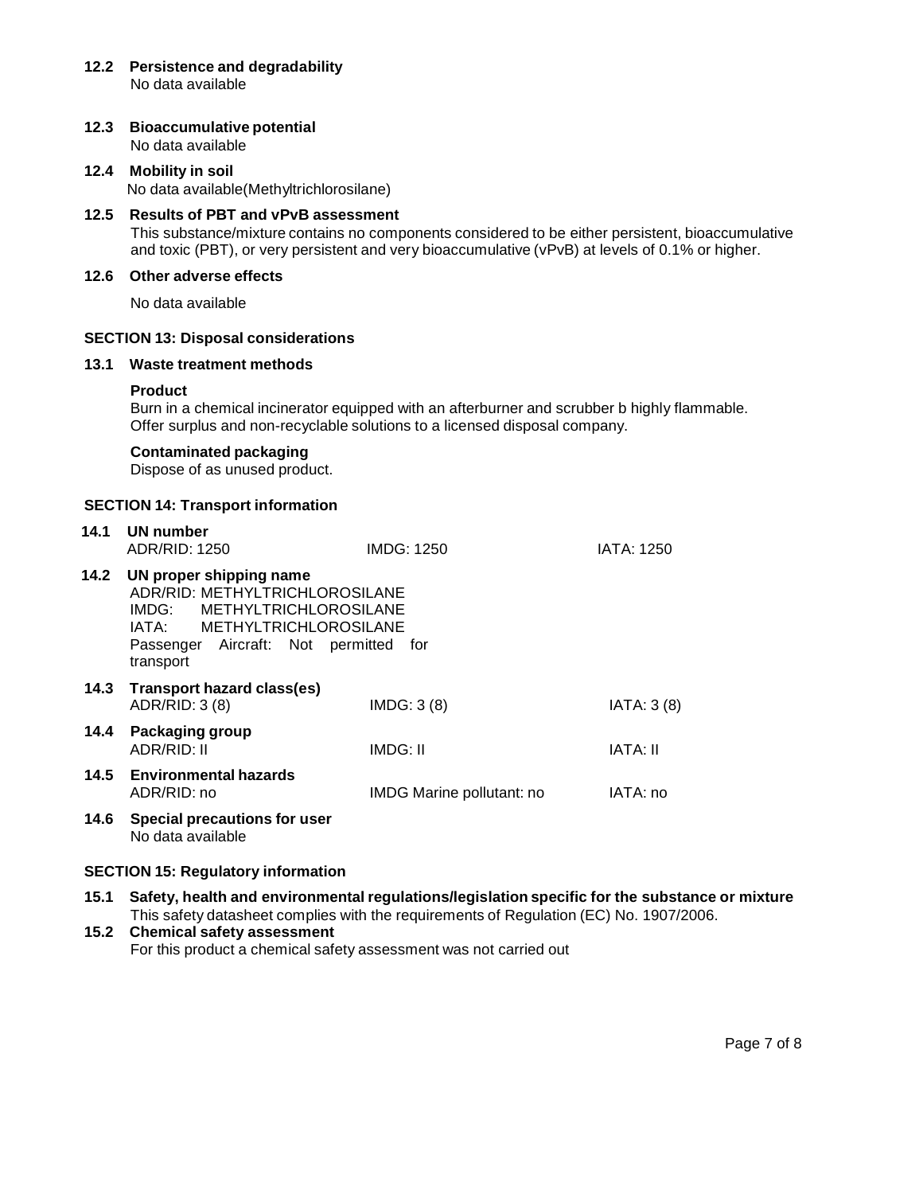**12.2 Persistence and degradability**

No data available

**12.3 Bioaccumulative potential**

No data available

**12.4 Mobility in soil**

No data available(Methyltrichlorosilane)

**12.5 Results of PBT and vPvB assessment**

This substance/mixture contains no components considered to be either persistent, bioaccumulative and toxic (PBT), or very persistent and very bioaccumulative (vPvB) at levels of 0.1% or higher.

**12.6 Other adverse effects**

No data available

## SECTION 13: Disposal considerations

**13.1 Waste treatment methods**

**Product**

Burn in a chemical incinerator equipped with an afterburner and scrubber b highly flammable.
Offer surplus and non-recyclable solutions to a licensed disposal company.

**Contaminated packaging**

Dispose of as unused product.

## SECTION 14: Transport information

**14.1 UN number**

| ADR/RID: 1250 | IMDG: 1250 | IATA: 1250 |
|---|---|---|

**14.2 UN proper shipping name**

ADR/RID: METHYLTRICHLOROSILANE
IMDG: METHYLTRICHLOROSILANE
IATA: METHYLTRICHLOROSILANE
Passenger Aircraft: Not permitted for transport

**14.3 Transport hazard class(es)**

| ADR/RID: 3 (8) | IMDG: 3 (8) | IATA: 3 (8) |
|---|---|---|

**14.4 Packaging group**

| ADR/RID: II | IMDG: II | IATA: II |
|---|---|---|

**14.5 Environmental hazards**

| ADR/RID: no | IMDG Marine pollutant: no | IATA: no |
|---|---|---|

**14.6 Special precautions for user**

No data available

## SECTION 15: Regulatory information

**15.1 Safety, health and environmental regulations/legislation specific for the substance or mixture**

This safety datasheet complies with the requirements of Regulation (EC) No. 1907/2006.

**15.2 Chemical safety assessment**

For this product a chemical safety assessment was not carried out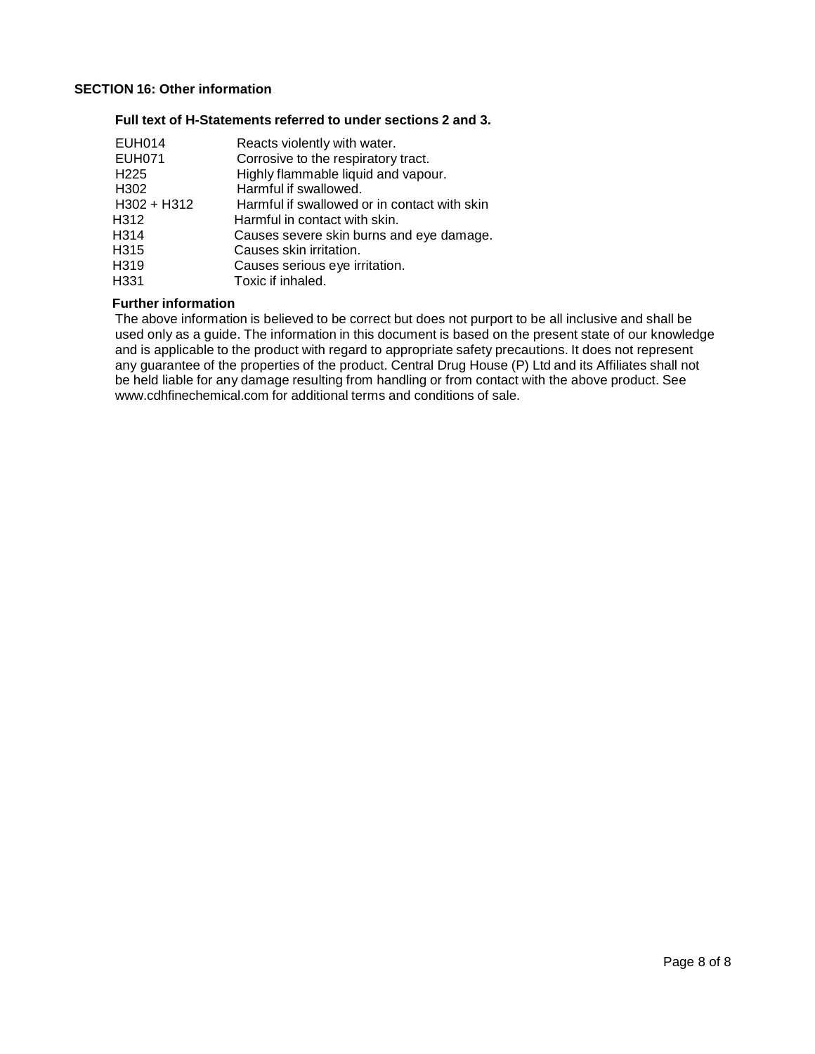## SECTION 16: Other information

**Full text of H-Statements referred to under sections 2 and 3.**

| | |
|---|---|
| EUH014 | Reacts violently with water. |
| EUH071 | Corrosive to the respiratory tract. |
| H225 | Highly flammable liquid and vapour. |
| H302 | Harmful if swallowed. |
| H302 + H312 | Harmful if swallowed or in contact with skin |
| H312 | Harmful in contact with skin. |
| H314 | Causes severe skin burns and eye damage. |
| H315 | Causes skin irritation. |
| H319 | Causes serious eye irritation. |
| H331 | Toxic if inhaled. |

**Further information**

The above information is believed to be correct but does not purport to be all inclusive and shall be used only as a guide. The information in this document is based on the present state of our knowledge and is applicable to the product with regard to appropriate safety precautions. It does not represent any guarantee of the properties of the product. Central Drug House (P) Ltd and its Affiliates shall not be held liable for any damage resulting from handling or from contact with the above product. See www.cdhfinechemical.com for additional terms and conditions of sale.